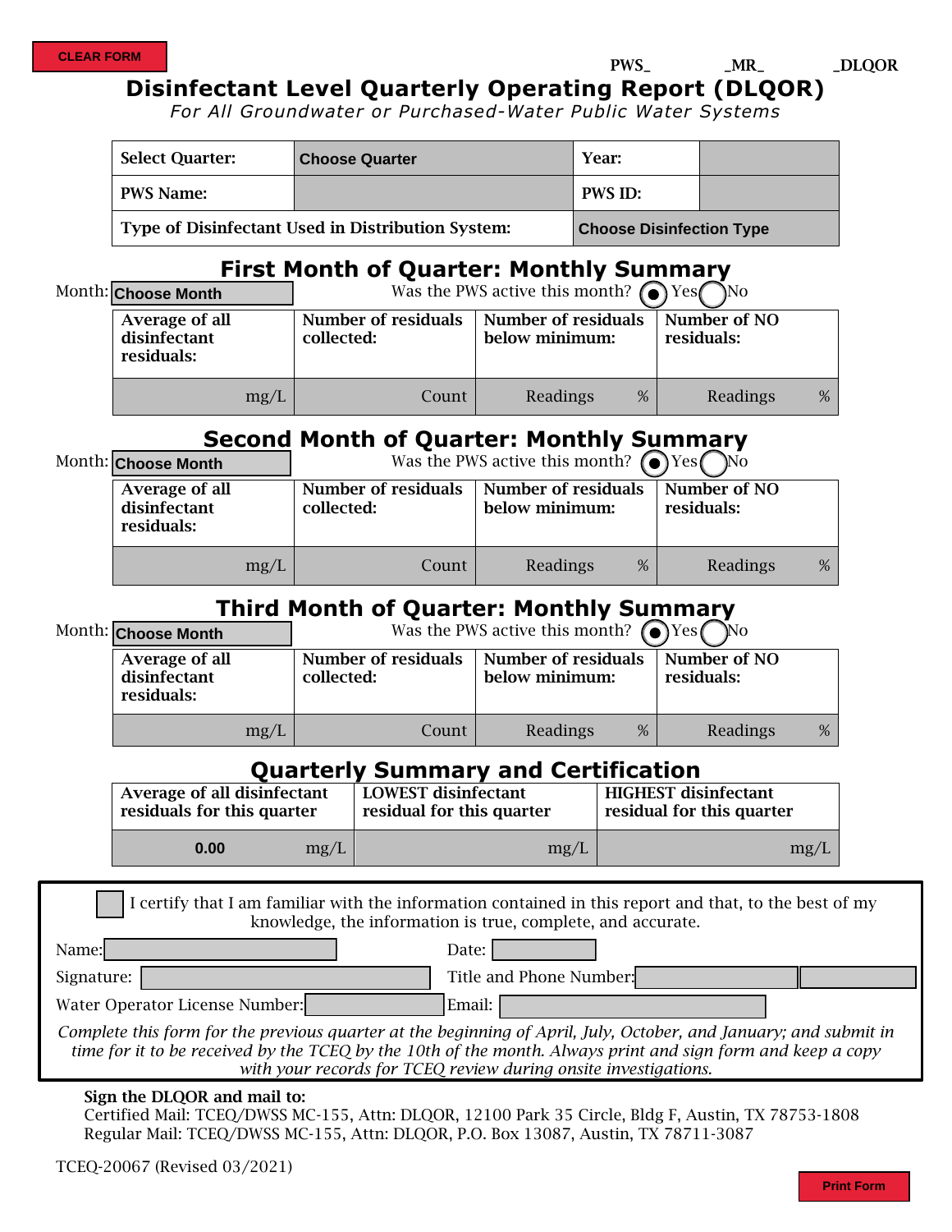CLEAR FORM

PWS_ _MR_ _DLQOR

# Disinfectant Level Quarterly Operating Report (DLQOR)

*For All Groundwater or Purchased-Water Public Water Systems*

| Select Quarter: | Choose Quarter | Year: | |
|---|---|---|---|
| PWS Name: | | PWS ID: | |
| Type of Disinfectant Used in Distribution System: | | Choose Disinfection Type | |

## First Month of Quarter: Monthly Summary

Month: Choose Month Was the PWS active this month? ◉ Yes ◯ No

| Average of all disinfectant residuals: | Number of residuals collected: | Number of residuals below minimum: | Number of NO residuals: |
|---|---|---|---|
| mg/L | Count | Readings % | Readings % |

## Second Month of Quarter: Monthly Summary

Month: Choose Month Was the PWS active this month? ◉ Yes ◯ No

| Average of all disinfectant residuals: | Number of residuals collected: | Number of residuals below minimum: | Number of NO residuals: |
|---|---|---|---|
| mg/L | Count | Readings % | Readings % |

## Third Month of Quarter: Monthly Summary

Month: Choose Month Was the PWS active this month? ◉ Yes ◯ No

| Average of all disinfectant residuals: | Number of residuals collected: | Number of residuals below minimum: | Number of NO residuals: |
|---|---|---|---|
| mg/L | Count | Readings % | Readings % |

## Quarterly Summary and Certification

| Average of all disinfectant residuals for this quarter | LOWEST disinfectant residual for this quarter | HIGHEST disinfectant residual for this quarter |
|---|---|---|
| 0.00 mg/L | mg/L | mg/L |

☐ I certify that I am familiar with the information contained in this report and that, to the best of my knowledge, the information is true, complete, and accurate.

Name: Date:

Signature: Title and Phone Number:

Water Operator License Number: Email:

*Complete this form for the previous quarter at the beginning of April, July, October, and January; and submit in time for it to be received by the TCEQ by the 10th of the month. Always print and sign form and keep a copy with your records for TCEQ review during onsite investigations.*

**Sign the DLQOR and mail to:**

Certified Mail: TCEQ/DWSS MC-155, Attn: DLQOR, 12100 Park 35 Circle, Bldg F, Austin, TX 78753-1808

Regular Mail: TCEQ/DWSS MC-155, Attn: DLQOR, P.O. Box 13087, Austin, TX 78711-3087

TCEQ-20067 (Revised 03/2021)

Print Form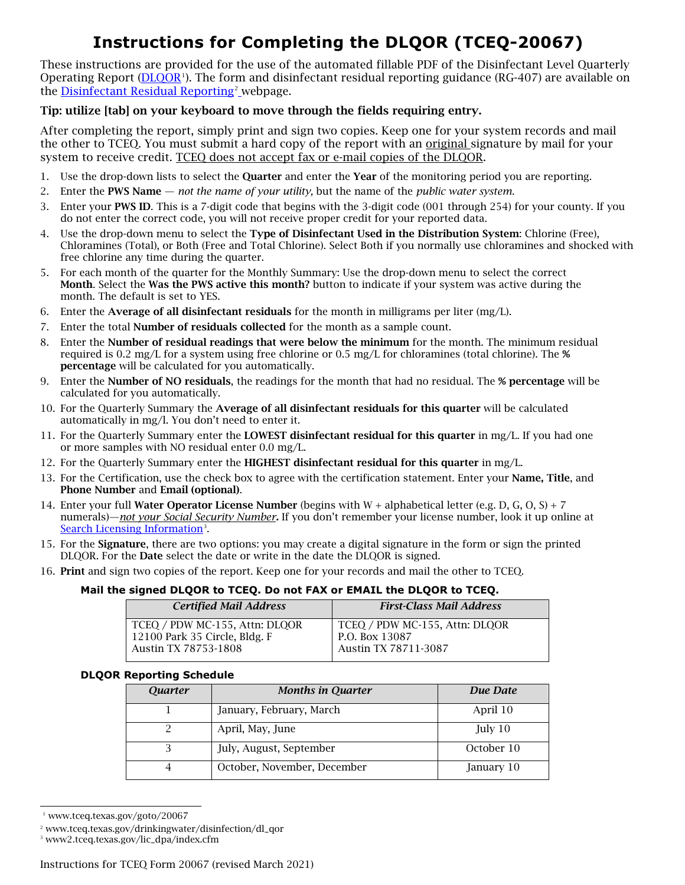# Instructions for Completing the DLQOR (TCEQ-20067)

These instructions are provided for the use of the automated fillable PDF of the Disinfectant Level Quarterly Operating Report (DLQOR[1]). The form and disinfectant residual reporting guidance (RG-407) are available on the Disinfectant Residual Reporting[2] webpage.

**Tip: utilize [tab] on your keyboard to move through the fields requiring entry.**

After completing the report, simply print and sign two copies. Keep one for your system records and mail the other to TCEQ. You must submit a hard copy of the report with an original signature by mail for your system to receive credit. TCEQ does not accept fax or e-mail copies of the DLQOR.

1. Use the drop-down lists to select the **Quarter** and enter the **Year** of the monitoring period you are reporting.
2. Enter the **PWS Name** — *not the name of your utility,* but the name of the *public water system.*
3. Enter your **PWS ID**. This is a 7-digit code that begins with the 3-digit code (001 through 254) for your county. If you do not enter the correct code, you will not receive proper credit for your reported data.
4. Use the drop-down menu to select the **Type of Disinfectant Used in the Distribution System**: Chlorine (Free), Chloramines (Total), or Both (Free and Total Chlorine). Select Both if you normally use chloramines and shocked with free chlorine any time during the quarter.
5. For each month of the quarter for the Monthly Summary: Use the drop-down menu to select the correct **Month**. Select the **Was the PWS active this month?** button to indicate if your system was active during the month. The default is set to YES.
6. Enter the **Average of all disinfectant residuals** for the month in milligrams per liter (mg/L).
7. Enter the total **Number of residuals collected** for the month as a sample count.
8. Enter the **Number of residual readings that were below the minimum** for the month. The minimum residual required is 0.2 mg/L for a system using free chlorine or 0.5 mg/L for chloramines (total chlorine). The **% percentage** will be calculated for you automatically.
9. Enter the **Number of NO residuals**, the readings for the month that had no residual. The **% percentage** will be calculated for you automatically.
10. For the Quarterly Summary the **Average of all disinfectant residuals for this quarter** will be calculated automatically in mg/l. You don't need to enter it.
11. For the Quarterly Summary enter the **LOWEST disinfectant residual for this quarter** in mg/L. If you had one or more samples with NO residual enter 0.0 mg/L.
12. For the Quarterly Summary enter the **HIGHEST disinfectant residual for this quarter** in mg/L.
13. For the Certification, use the check box to agree with the certification statement. Enter your **Name, Title**, and **Phone Number** and **Email (optional)**.
14. Enter your full **Water Operator License Number** (begins with W + alphabetical letter (e.g. D, G, O, S) + 7 numerals)—***not your Social Security Number.*** If you don't remember your license number, look it up online at Search Licensing Information[3].
15. For the **Signature**, there are two options: you may create a digital signature in the form or sign the printed DLQOR. For the **Date** select the date or write in the date the DLQOR is signed.
16. **Print** and sign two copies of the report. Keep one for your records and mail the other to TCEQ.

**Mail the signed DLQOR to TCEQ. Do not FAX or EMAIL the DLQOR to TCEQ.**

| *Certified Mail Address* | *First-Class Mail Address* |
|---|---|
| TCEQ / PDW MC-155, Attn: DLQOR<br>12100 Park 35 Circle, Bldg. F<br>Austin TX 78753-1808 | TCEQ / PDW MC-155, Attn: DLQOR<br>P.O. Box 13087<br>Austin TX 78711-3087 |

**DLQOR Reporting Schedule**

| *Quarter* | *Months in Quarter* | *Due Date* |
|---|---|---|
| 1 | January, February, March | April 10 |
| 2 | April, May, June | July 10 |
| 3 | July, August, September | October 10 |
| 4 | October, November, December | January 10 |

[1] www.tceq.texas.gov/goto/20067

[2] www.tceq.texas.gov/drinkingwater/disinfection/dl_qor

[3] www2.tceq.texas.gov/lic_dpa/index.cfm

Instructions for TCEQ Form 20067 (revised March 2021)